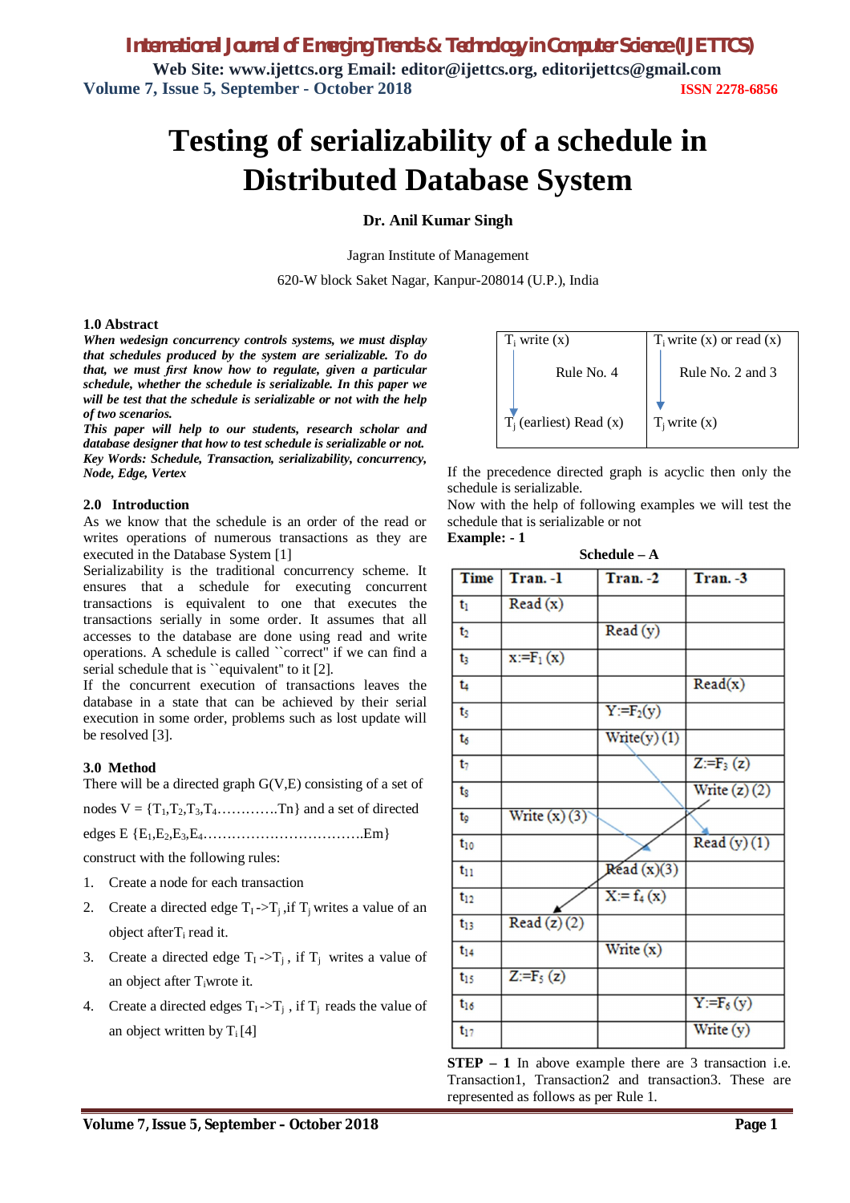# Testing of serializability of a schedule in Distributed Database System

**Dr. Anil Kumar Singh**

Jagran Institute of Management

620-W block Saket Nagar, Kanpur-208014 (U.P.), India

## 1.0 Abstract

***When wedesign concurrency controls systems, we must display that schedules produced by the system are serializable. To do that, we must first know how to regulate, given a particular schedule, whether the schedule is serializable. In this paper we will be test that the schedule is serializable or not with the help of two scenarios.***

***This paper will help to our students, research scholar and database designer that how to test schedule is serializable or not.***

***Key Words: Schedule, Transaction, serializability, concurrency, Node, Edge, Vertex***

## 2.0 Introduction

As we know that the schedule is an order of the read or writes operations of numerous transactions as they are executed in the Database System [1]

Serializability is the traditional concurrency scheme. It ensures that a schedule for executing concurrent transactions is equivalent to one that executes the transactions serially in some order. It assumes that all accesses to the database are done using read and write operations. A schedule is called ``correct'' if we can find a serial schedule that is ``equivalent'' to it [2].

If the concurrent execution of transactions leaves the database in a state that can be achieved by their serial execution in some order, problems such as lost update will be resolved [3].

## 3.0 Method

There will be a directed graph G(V,E) consisting of a set of nodes V = {$T_1$,$T_2$,$T_3$,$T_4$………….Tn} and a set of directed edges E {$E_1$,$E_2$,$E_3$,$E_4$…………………………….Em} construct with the following rules:

1. Create a node for each transaction
2. Create a directed edge $T_I$->$T_j$ ,if $T_j$ writes a value of an object after$T_i$ read it.
3. Create a directed edge $T_I$->$T_j$ , if $T_j$ writes a value of an object after $T_i$wrote it.
4. Create a directed edges $T_I$->$T_j$ , if $T_j$ reads the value of an object written by $T_i$ [4]

| $T_i$ write (x) → $T_j$ (earliest) Read (x) | $T_i$ write (x) or read (x) → $T_j$ write (x) |
|---|---|
| Rule No. 4 | Rule No. 2 and 3 |

If the precedence directed graph is acyclic then only the schedule is serializable.

Now with the help of following examples we will test the schedule that is serializable or not

**Example: - 1**

**Schedule – A**

| Time | Tran. -1 | Tran. -2 | Tran. -3 |
|---|---|---|---|
| $t_1$ | Read (x) | | |
| $t_2$ | | Read (y) | |
| $t_3$ | x:=$F_1$ (x) | | |
| $t_4$ | | | Read(x) |
| $t_5$ | | Y:=$F_2$(y) | |
| $t_6$ | | Write(y) (1) | |
| $t_7$ | | | Z:=$F_3$ (z) |
| $t_8$ | | | Write (z) (2) |
| $t_9$ | Write (x) (3) | | |
| $t_{10}$ | | | Read (y) (1) |
| $t_{11}$ | | Read (x)(3) | |
| $t_{12}$ | | X:= $f_4$ (x) | |
| $t_{13}$ | Read (z) (2) | | |
| $t_{14}$ | | Write (x) | |
| $t_{15}$ | Z:=$F_5$ (z) | | |
| $t_{16}$ | | | Y:=$F_6$ (y) |
| $t_{17}$ | | | Write (y) |

**STEP – 1** In above example there are 3 transaction i.e. Transaction1, Transaction2 and transaction3. These are represented as follows as per Rule 1.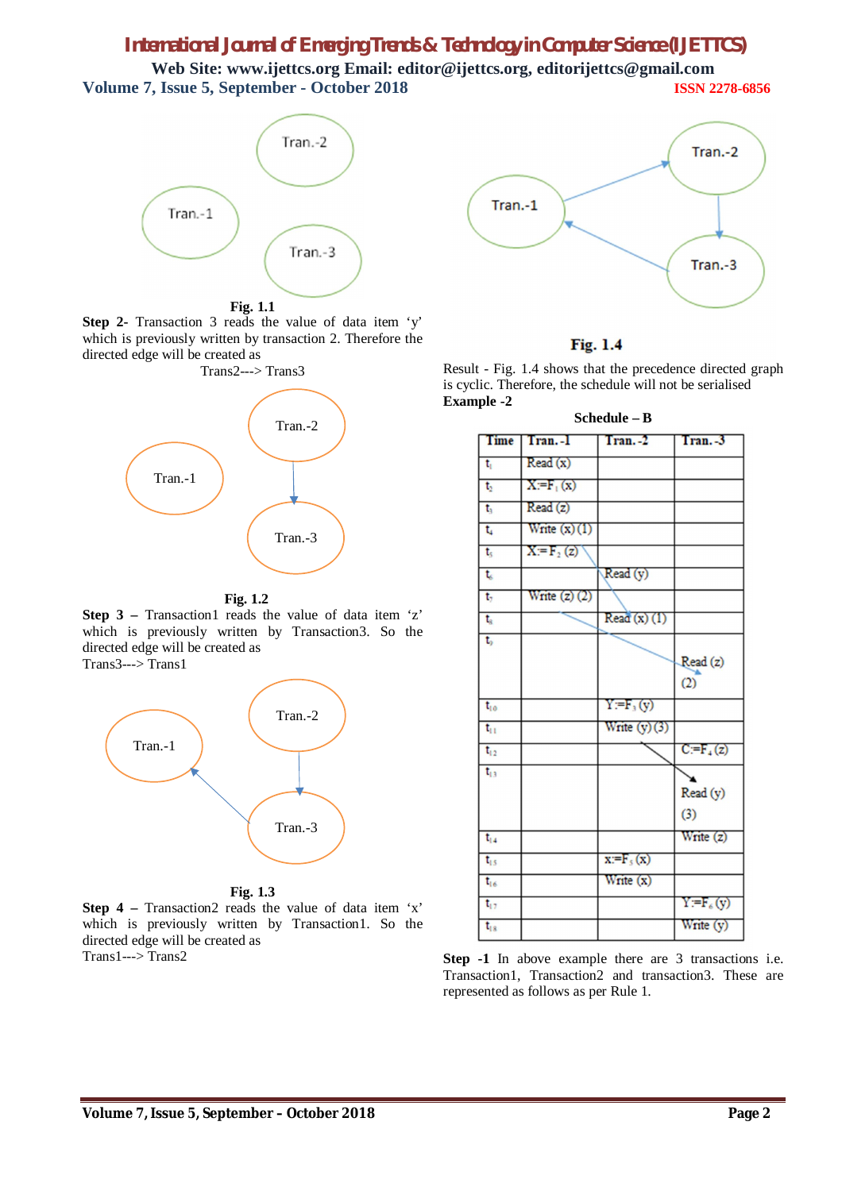**Fig. 1.1**

**Step 2-** Transaction 3 reads the value of data item 'y' which is previously written by transaction 2. Therefore the directed edge will be created as

Trans2---> Trans3

**Fig. 1.2**

**Step 3 –** Transaction1 reads the value of data item 'z' which is previously written by Transaction3. So the directed edge will be created as

Trans3---> Trans1

**Fig. 1.3**

**Step 4 –** Transaction2 reads the value of data item 'x' which is previously written by Transaction1. So the directed edge will be created as

Trans1---> Trans2

**Fig. 1.4**

Result - Fig. 1.4 shows that the precedence directed graph is cyclic. Therefore, the schedule will not be serialised

**Example -2**

**Schedule – B**

| Time | Tran.-1 | Tran.-2 | Tran.-3 |
|---|---|---|---|
| $t_1$ | Read (x) | | |
| $t_2$ | $X:=F_1$ (x) | | |
| $t_3$ | Read (z) | | |
| $t_4$ | Write (x) (1) | | |
| $t_5$ | $X:=F_2$ (z) | | |
| $t_6$ | | Read (y) | |
| $t_7$ | Write (z) (2) | | |
| $t_8$ | | Read (x) (1) | |
| $t_9$ | | | Read (z) (2) |
| $t_{10}$ | | $Y:=F_3$ (y) | |
| $t_{11}$ | | Write (y) (3) | |
| $t_{12}$ | | | $C:=F_4$ (z) |
| $t_{13}$ | | | Read (y) (3) |
| $t_{14}$ | | | Write (z) |
| $t_{15}$ | | $x:=F_5$ (x) | |
| $t_{16}$ | | Write (x) | |
| $t_{17}$ | | | $Y:=F_6$ (y) |
| $t_{18}$ | | | Write (y) |

**Step -1** In above example there are 3 transactions i.e. Transaction1, Transaction2 and transaction3. These are represented as follows as per Rule 1.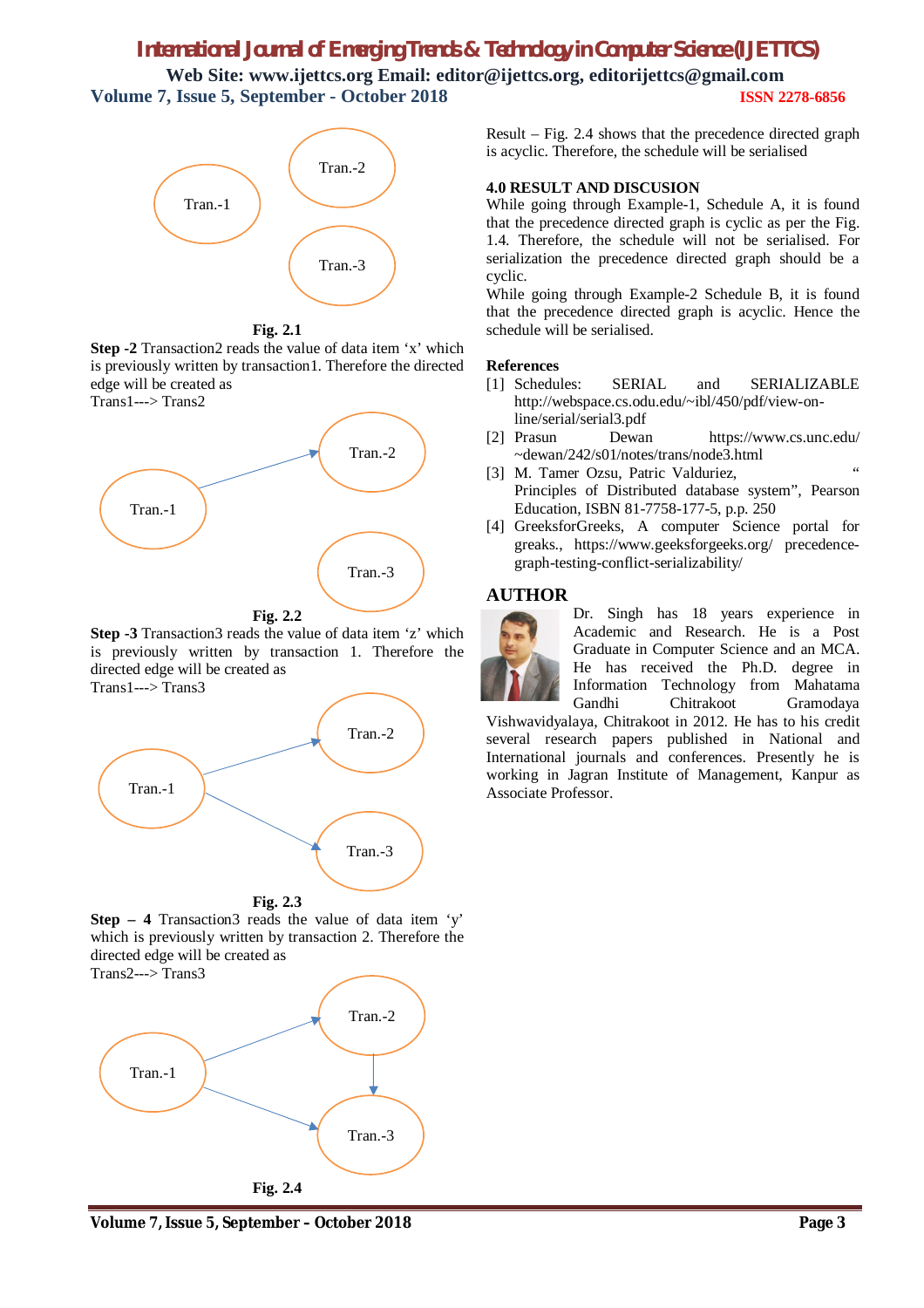Tran.-1

Tran.-2

Tran.-3

**Fig. 2.1**

**Step -2** Transaction2 reads the value of data item 'x' which is previously written by transaction1. Therefore the directed edge will be created as

Trans1---> Trans2

Tran.-1

Tran.-2

Tran.-3

**Fig. 2.2**

**Step -3** Transaction3 reads the value of data item 'z' which is previously written by transaction 1. Therefore the directed edge will be created as

Trans1---> Trans3

Tran.-1

Tran.-2

Tran.-3

**Fig. 2.3**

**Step – 4** Transaction3 reads the value of data item 'y' which is previously written by transaction 2. Therefore the directed edge will be created as

Trans2---> Trans3

Tran.-1

Tran.-2

Tran.-3

**Fig. 2.4**

Result – Fig. 2.4 shows that the precedence directed graph is acyclic. Therefore, the schedule will be serialised

### 4.0 RESULT AND DISCUSION

While going through Example-1, Schedule A, it is found that the precedence directed graph is cyclic as per the Fig. 1.4. Therefore, the schedule will not be serialised. For serialization the precedence directed graph should be a cyclic.

While going through Example-2 Schedule B, it is found that the precedence directed graph is acyclic. Hence the schedule will be serialised.

### References

[1] Schedules: SERIAL and SERIALIZABLE http://webspace.cs.odu.edu/~ibl/450/pdf/view-on-line/serial/serial3.pdf

[2] Prasun Dewan https://www.cs.unc.edu/~dewan/242/s01/notes/trans/node3.html

[3] M. Tamer Ozsu, Patric Valduriez, "Principles of Distributed database system", Pearson Education, ISBN 81-7758-177-5, p.p. 250

[4] GreeksforGreeks, A computer Science portal for greaks., https://www.geeksforgeeks.org/ precedence-graph-testing-conflict-serializability/

## AUTHOR

Dr. Singh has 18 years experience in Academic and Research. He is a Post Graduate in Computer Science and an MCA. He has received the Ph.D. degree in Information Technology from Mahatama Gandhi Chitrakoot Gramodaya Vishwavidyalaya, Chitrakoot in 2012. He has to his credit several research papers published in National and International journals and conferences. Presently he is working in Jagran Institute of Management, Kanpur as Associate Professor.